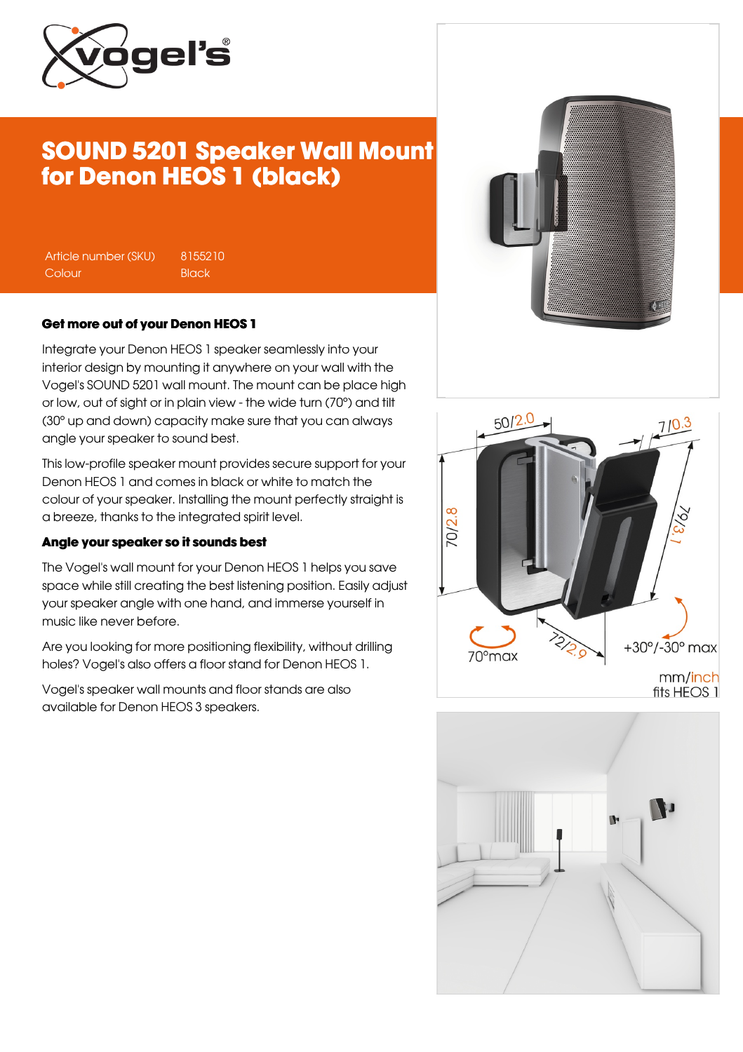# SOUND 5201 Speaker Wall Mount for Denon HEOS 1 (black)

| Article number (SKU) | 8155210 |
| --- | --- |
| Colour | Black |

### Get more out of your Denon HEOS 1

Integrate your Denon HEOS 1 speaker seamlessly into your interior design by mounting it anywhere on your wall with the Vogel's SOUND 5201 wall mount. The mount can be place high or low, out of sight or in plain view - the wide turn (70°) and tilt (30° up and down) capacity make sure that you can always angle your speaker to sound best.

This low-profile speaker mount provides secure support for your Denon HEOS 1 and comes in black or white to match the colour of your speaker. Installing the mount perfectly straight is a breeze, thanks to the integrated spirit level.

### Angle your speaker so it sounds best

The Vogel's wall mount for your Denon HEOS 1 helps you save space while still creating the best listening position. Easily adjust your speaker angle with one hand, and immerse yourself in music like never before.

Are you looking for more positioning flexibility, without drilling holes? Vogel's also offers a floor stand for Denon HEOS 1.

Vogel's speaker wall mounts and floor stands are also available for Denon HEOS 3 speakers.

50/2.0 7/0.3 70/2.8 79/3.1 72/2.9 70°max +30°/-30° max mm/inch fits HEOS 1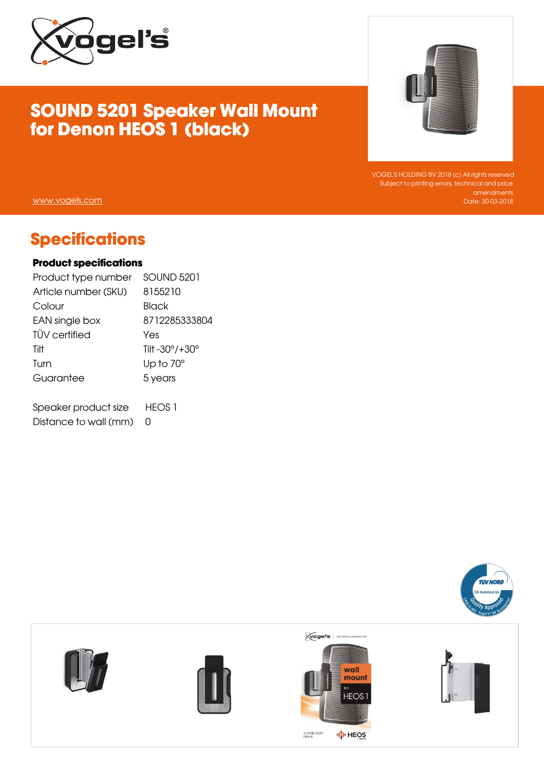# SOUND 5201 Speaker Wall Mount for Denon HEOS 1 (black)

VOGEL'S HOLDING BV 2018 (c) All rights reserved
Subject to printing errors, technical and price amendments
Date: 30-03-2018

www.vogels.com

## Specifications

### Product specifications

| | |
|---|---|
| Product type number | SOUND 5201 |
| Article number (SKU) | 8155210 |
| Colour | Black |
| EAN single box | 8712285333804 |
| TÜV certified | Yes |
| Tilt | Tilt -30°/+30° |
| Turn | Up to 70° |
| Guarantee | 5 years |

| | |
|---|---|
| Speaker product size | HEOS 1 |
| Distance to wall (mm) | 0 |